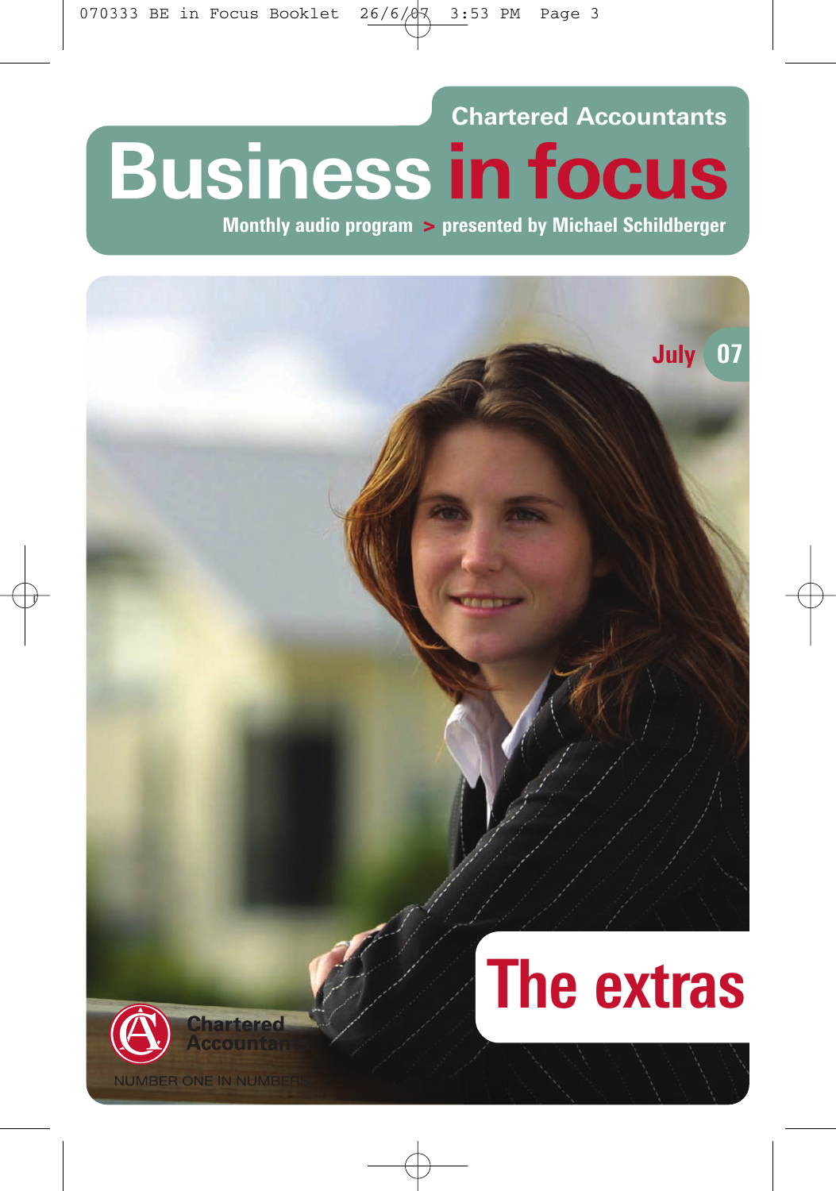Chartered Accountants

# Business in focus

**Monthly audio program > presented by Michael Schildberger**

July 07

# The extras

Chartered Accountants

NUMBER ONE IN NUMBERS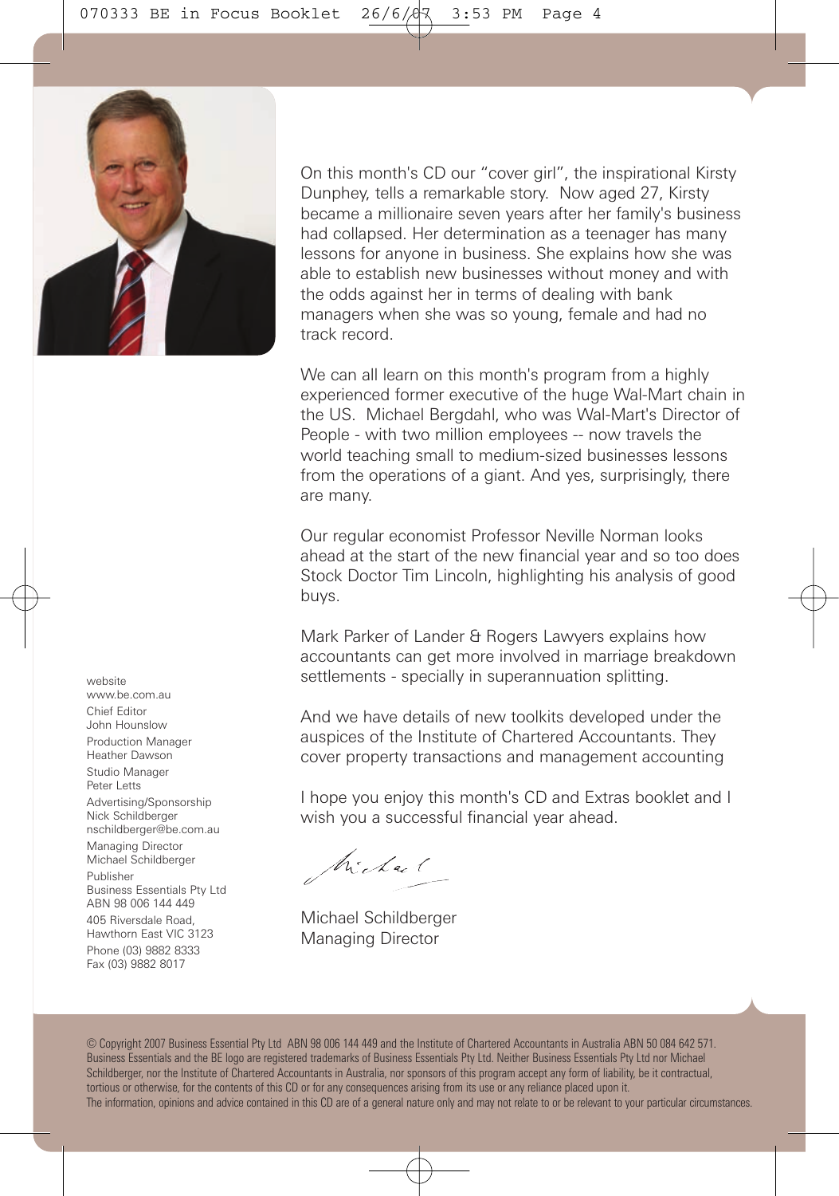On this month's CD our "cover girl", the inspirational Kirsty Dunphey, tells a remarkable story. Now aged 27, Kirsty became a millionaire seven years after her family's business had collapsed. Her determination as a teenager has many lessons for anyone in business. She explains how she was able to establish new businesses without money and with the odds against her in terms of dealing with bank managers when she was so young, female and had no track record.

We can all learn on this month's program from a highly experienced former executive of the huge Wal-Mart chain in the US. Michael Bergdahl, who was Wal-Mart's Director of People - with two million employees -- now travels the world teaching small to medium-sized businesses lessons from the operations of a giant. And yes, surprisingly, there are many.

Our regular economist Professor Neville Norman looks ahead at the start of the new financial year and so too does Stock Doctor Tim Lincoln, highlighting his analysis of good buys.

Mark Parker of Lander & Rogers Lawyers explains how accountants can get more involved in marriage breakdown settlements - specially in superannuation splitting.

And we have details of new toolkits developed under the auspices of the Institute of Chartered Accountants. They cover property transactions and management accounting

I hope you enjoy this month's CD and Extras booklet and I wish you a successful financial year ahead.

Michael Schildberger
Managing Director

website
www.be.com.au

Chief Editor
John Hounslow

Production Manager
Heather Dawson

Studio Manager
Peter Letts

Advertising/Sponsorship
Nick Schildberger
nschildberger@be.com.au

Managing Director
Michael Schildberger

Publisher
Business Essentials Pty Ltd
ABN 98 006 144 449

405 Riversdale Road,
Hawthorn East VIC 3123

Phone (03) 9882 8333
Fax (03) 9882 8017

© Copyright 2007 Business Essential Pty Ltd ABN 98 006 144 449 and the Institute of Chartered Accountants in Australia ABN 50 084 642 571. Business Essentials and the BE logo are registered trademarks of Business Essentials Pty Ltd. Neither Business Essentials Pty Ltd nor Michael Schildberger, nor the Institute of Chartered Accountants in Australia, nor sponsors of this program accept any form of liability, be it contractual, tortious or otherwise, for the contents of this CD or for any consequences arising from its use or any reliance placed upon it.
The information, opinions and advice contained in this CD are of a general nature only and may not relate to or be relevant to your particular circumstances.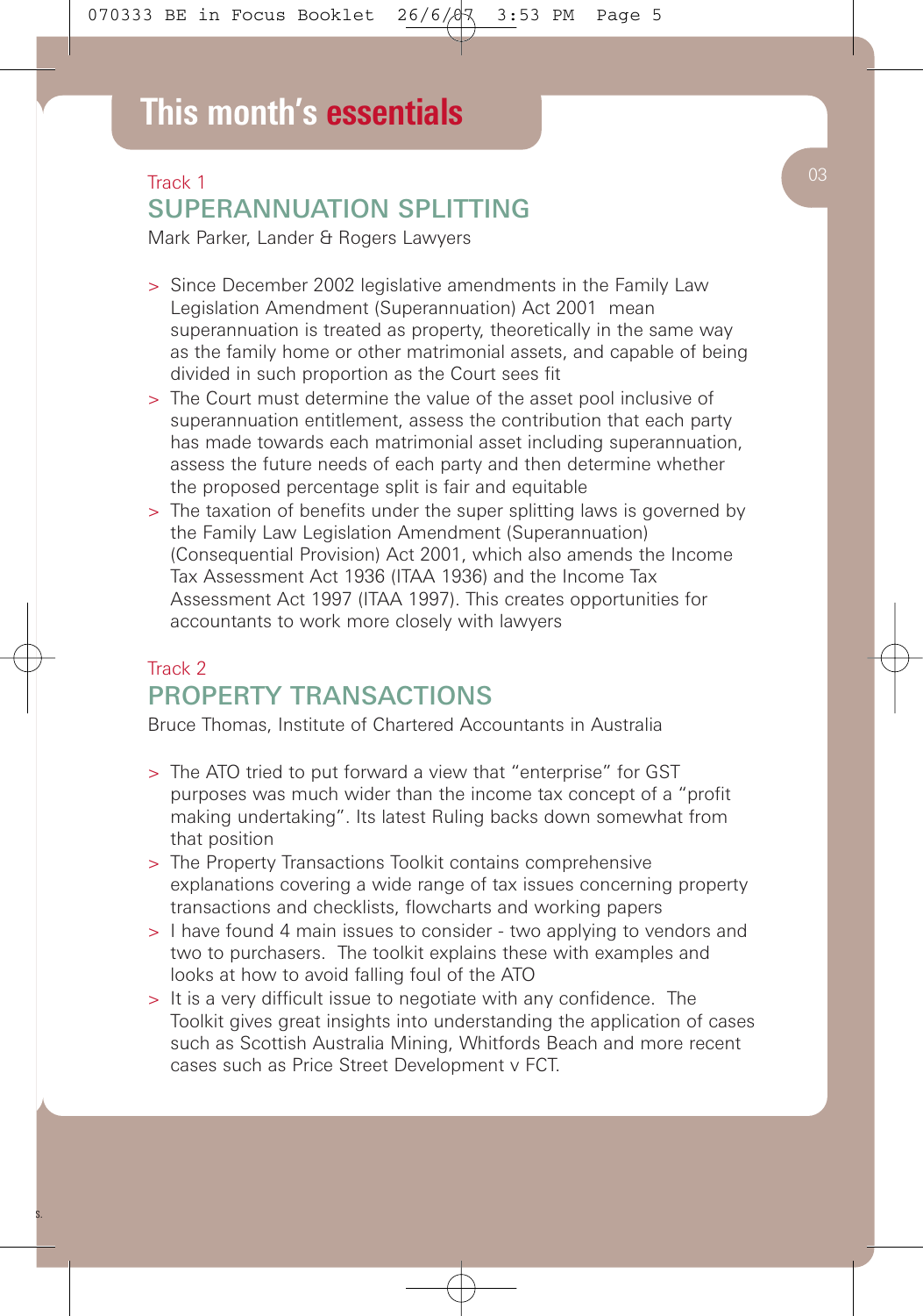# This month's essentials

Track 1

## SUPERANNUATION SPLITTING

Mark Parker, Lander & Rogers Lawyers

- Since December 2002 legislative amendments in the Family Law Legislation Amendment (Superannuation) Act 2001 mean superannuation is treated as property, theoretically in the same way as the family home or other matrimonial assets, and capable of being divided in such proportion as the Court sees fit
- The Court must determine the value of the asset pool inclusive of superannuation entitlement, assess the contribution that each party has made towards each matrimonial asset including superannuation, assess the future needs of each party and then determine whether the proposed percentage split is fair and equitable
- The taxation of benefits under the super splitting laws is governed by the Family Law Legislation Amendment (Superannuation) (Consequential Provision) Act 2001, which also amends the Income Tax Assessment Act 1936 (ITAA 1936) and the Income Tax Assessment Act 1997 (ITAA 1997). This creates opportunities for accountants to work more closely with lawyers

Track 2

## PROPERTY TRANSACTIONS

Bruce Thomas, Institute of Chartered Accountants in Australia

- The ATO tried to put forward a view that "enterprise" for GST purposes was much wider than the income tax concept of a "profit making undertaking". Its latest Ruling backs down somewhat from that position
- The Property Transactions Toolkit contains comprehensive explanations covering a wide range of tax issues concerning property transactions and checklists, flowcharts and working papers
- I have found 4 main issues to consider - two applying to vendors and two to purchasers. The toolkit explains these with examples and looks at how to avoid falling foul of the ATO
- It is a very difficult issue to negotiate with any confidence. The Toolkit gives great insights into understanding the application of cases such as Scottish Australia Mining, Whitfords Beach and more recent cases such as Price Street Development v FCT.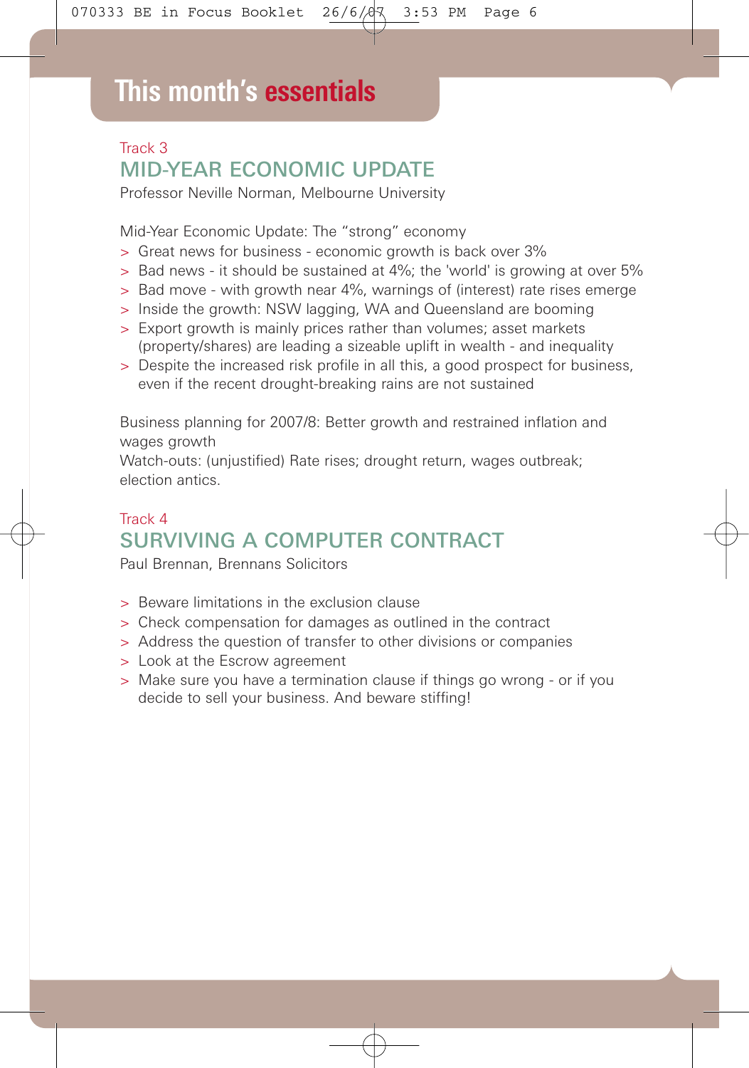# This month's essentials

Track 3

## MID-YEAR ECONOMIC UPDATE

Professor Neville Norman, Melbourne University

Mid-Year Economic Update: The "strong" economy

- Great news for business - economic growth is back over 3%
- Bad news - it should be sustained at 4%; the 'world' is growing at over 5%
- Bad move - with growth near 4%, warnings of (interest) rate rises emerge
- Inside the growth: NSW lagging, WA and Queensland are booming
- Export growth is mainly prices rather than volumes; asset markets (property/shares) are leading a sizeable uplift in wealth - and inequality
- Despite the increased risk profile in all this, a good prospect for business, even if the recent drought-breaking rains are not sustained

Business planning for 2007/8: Better growth and restrained inflation and wages growth

Watch-outs: (unjustified) Rate rises; drought return, wages outbreak; election antics.

Track 4

## SURVIVING A COMPUTER CONTRACT

Paul Brennan, Brennans Solicitors

- Beware limitations in the exclusion clause
- Check compensation for damages as outlined in the contract
- Address the question of transfer to other divisions or companies
- Look at the Escrow agreement
- Make sure you have a termination clause if things go wrong - or if you decide to sell your business. And beware stiffing!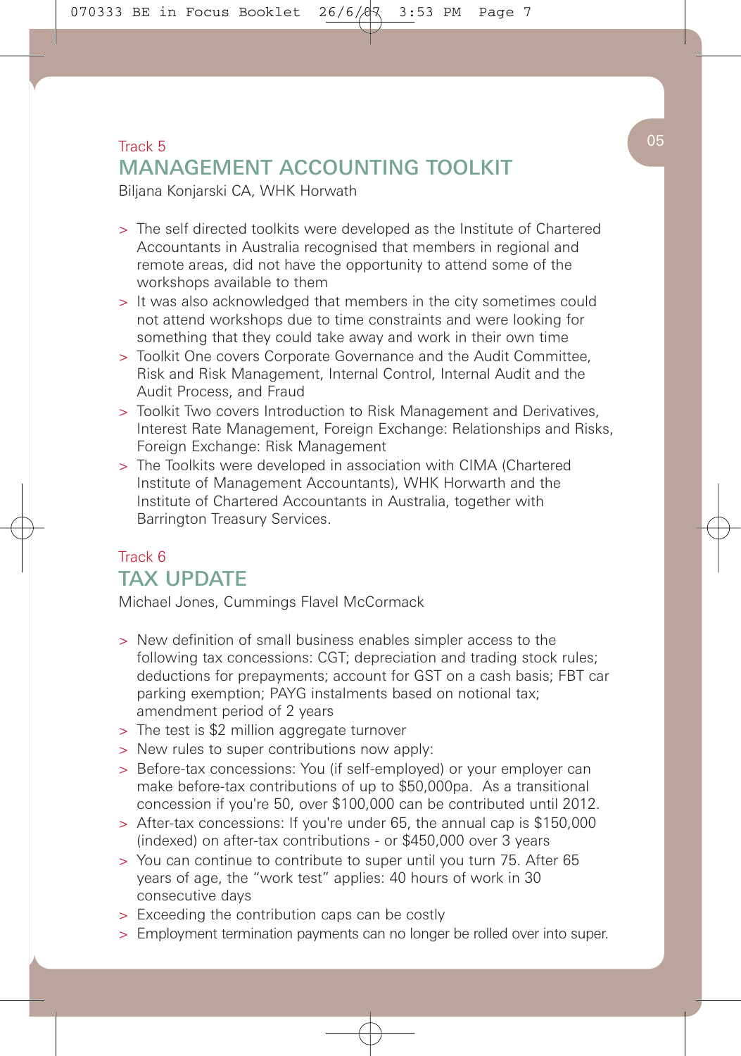Track 5

## MANAGEMENT ACCOUNTING TOOLKIT

Biljana Konjarski CA, WHK Horwath

- The self directed toolkits were developed as the Institute of Chartered Accountants in Australia recognised that members in regional and remote areas, did not have the opportunity to attend some of the workshops available to them
- It was also acknowledged that members in the city sometimes could not attend workshops due to time constraints and were looking for something that they could take away and work in their own time
- Toolkit One covers Corporate Governance and the Audit Committee, Risk and Risk Management, Internal Control, Internal Audit and the Audit Process, and Fraud
- Toolkit Two covers Introduction to Risk Management and Derivatives, Interest Rate Management, Foreign Exchange: Relationships and Risks, Foreign Exchange: Risk Management
- The Toolkits were developed in association with CIMA (Chartered Institute of Management Accountants), WHK Horwath and the Institute of Chartered Accountants in Australia, together with Barrington Treasury Services.

Track 6

## TAX UPDATE

Michael Jones, Cummings Flavel McCormack

- New definition of small business enables simpler access to the following tax concessions: CGT; depreciation and trading stock rules; deductions for prepayments; account for GST on a cash basis; FBT car parking exemption; PAYG instalments based on notional tax; amendment period of 2 years
- The test is $2 million aggregate turnover
- New rules to super contributions now apply:
- Before-tax concessions: You (if self-employed) or your employer can make before-tax contributions of up to $50,000pa. As a transitional concession if you're 50, over $100,000 can be contributed until 2012.
- After-tax concessions: If you're under 65, the annual cap is $150,000 (indexed) on after-tax contributions - or $450,000 over 3 years
- You can continue to contribute to super until you turn 75. After 65 years of age, the “work test” applies: 40 hours of work in 30 consecutive days
- Exceeding the contribution caps can be costly
- Employment termination payments can no longer be rolled over into super.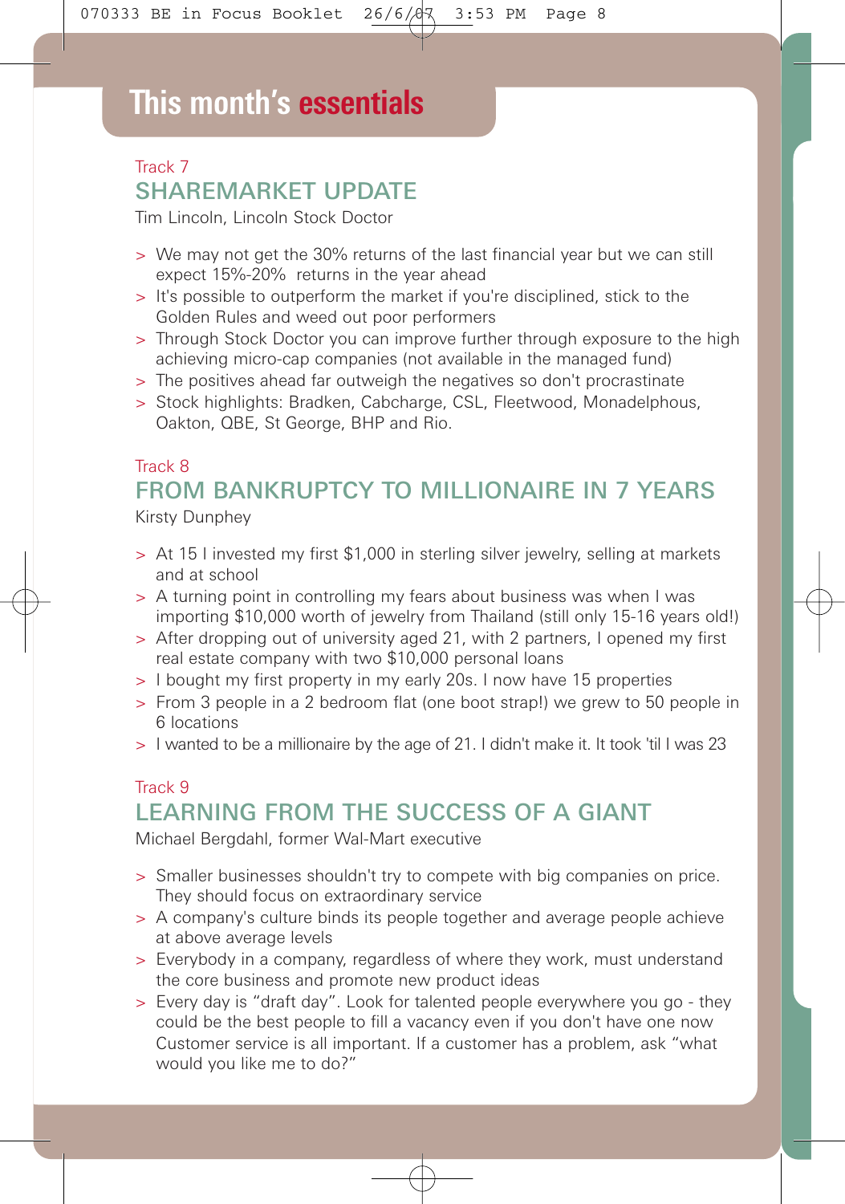# This month's essentials

Track 7

## SHAREMARKET UPDATE

Tim Lincoln, Lincoln Stock Doctor

- We may not get the 30% returns of the last financial year but we can still expect 15%-20% returns in the year ahead
- It's possible to outperform the market if you're disciplined, stick to the Golden Rules and weed out poor performers
- Through Stock Doctor you can improve further through exposure to the high achieving micro-cap companies (not available in the managed fund)
- The positives ahead far outweigh the negatives so don't procrastinate
- Stock highlights: Bradken, Cabcharge, CSL, Fleetwood, Monadelphous, Oakton, QBE, St George, BHP and Rio.

Track 8

## FROM BANKRUPTCY TO MILLIONAIRE IN 7 YEARS

Kirsty Dunphey

- At 15 I invested my first $1,000 in sterling silver jewelry, selling at markets and at school
- A turning point in controlling my fears about business was when I was importing $10,000 worth of jewelry from Thailand (still only 15-16 years old!)
- After dropping out of university aged 21, with 2 partners, I opened my first real estate company with two $10,000 personal loans
- I bought my first property in my early 20s. I now have 15 properties
- From 3 people in a 2 bedroom flat (one boot strap!) we grew to 50 people in 6 locations
- I wanted to be a millionaire by the age of 21. I didn't make it. It took 'til I was 23

Track 9

## LEARNING FROM THE SUCCESS OF A GIANT

Michael Bergdahl, former Wal-Mart executive

- Smaller businesses shouldn't try to compete with big companies on price. They should focus on extraordinary service
- A company's culture binds its people together and average people achieve at above average levels
- Everybody in a company, regardless of where they work, must understand the core business and promote new product ideas
- Every day is "draft day". Look for talented people everywhere you go - they could be the best people to fill a vacancy even if you don't have one now Customer service is all important. If a customer has a problem, ask "what would you like me to do?"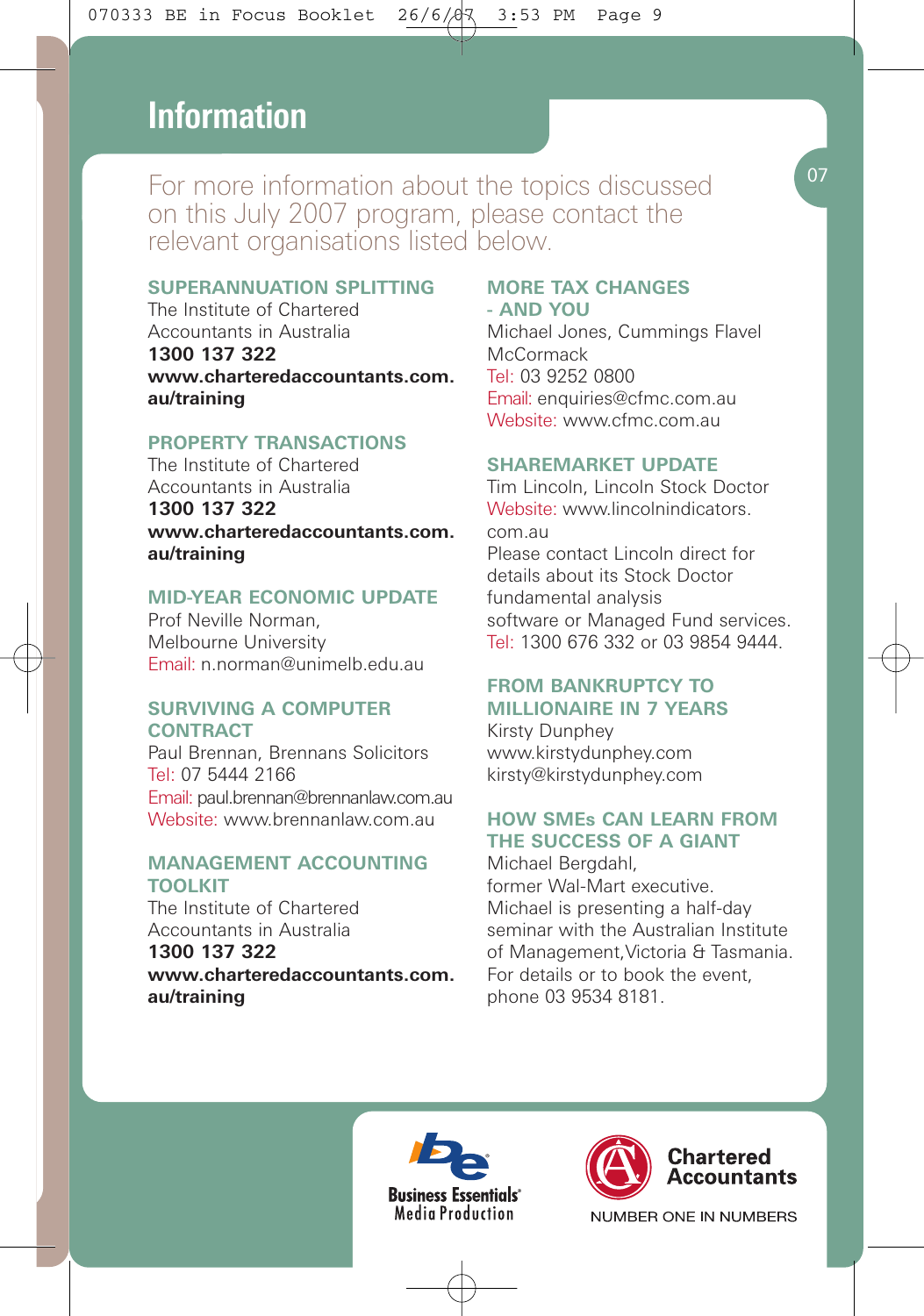# Information

For more information about the topics discussed on this July 2007 program, please contact the relevant organisations listed below.

### SUPERANNUATION SPLITTING

The Institute of Chartered Accountants in Australia
**1300 137 322**
**www.charteredaccountants.com.au/training**

### PROPERTY TRANSACTIONS

The Institute of Chartered Accountants in Australia
**1300 137 322**
**www.charteredaccountants.com.au/training**

### MID-YEAR ECONOMIC UPDATE

Prof Neville Norman, Melbourne University
Email: n.norman@unimelb.edu.au

### SURVIVING A COMPUTER CONTRACT

Paul Brennan, Brennans Solicitors
Tel: 07 5444 2166
Email: paul.brennan@brennanlaw.com.au
Website: www.brennanlaw.com.au

### MANAGEMENT ACCOUNTING TOOLKIT

The Institute of Chartered Accountants in Australia
**1300 137 322**
**www.charteredaccountants.com.au/training**

### MORE TAX CHANGES - AND YOU

Michael Jones, Cummings Flavel McCormack
Tel: 03 9252 0800
Email: enquiries@cfmc.com.au
Website: www.cfmc.com.au

### SHAREMARKET UPDATE

Tim Lincoln, Lincoln Stock Doctor
Website: www.lincolnindicators.com.au
Please contact Lincoln direct for details about its Stock Doctor fundamental analysis software or Managed Fund services.
Tel: 1300 676 332 or 03 9854 9444.

### FROM BANKRUPTCY TO MILLIONAIRE IN 7 YEARS

Kirsty Dunphey
www.kirstydunphey.com
kirsty@kirstydunphey.com

### HOW SMEs CAN LEARN FROM THE SUCCESS OF A GIANT

Michael Bergdahl, former Wal-Mart executive.
Michael is presenting a half-day seminar with the Australian Institute of Management, Victoria & Tasmania. For details or to book the event, phone 03 9534 8181.

Business Essentials® Media Production

Chartered Accountants
NUMBER ONE IN NUMBERS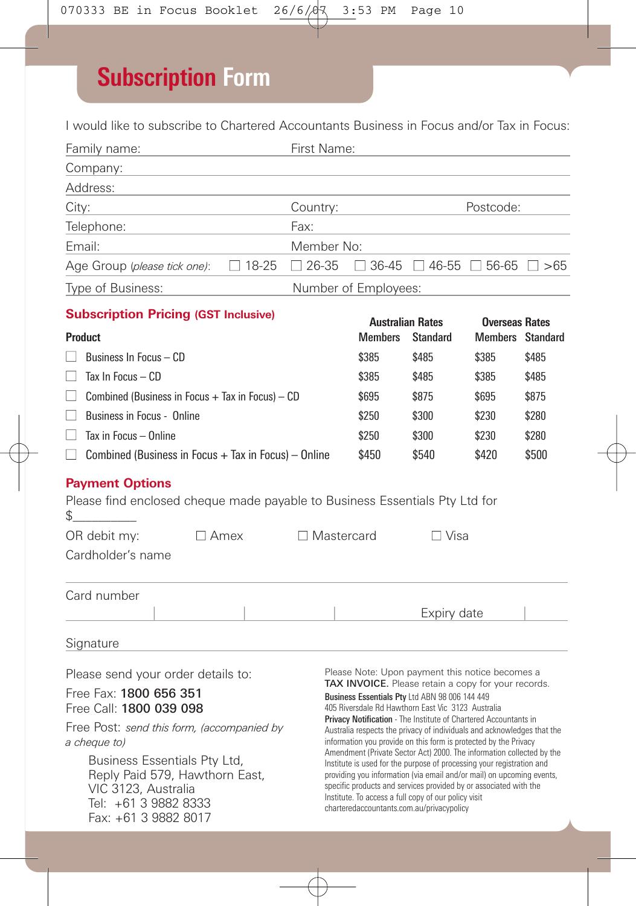# Subscription Form

I would like to subscribe to Chartered Accountants Business in Focus and/or Tax in Focus:

Family name: First Name:

Company:

Address:

City: Country: Postcode:

Telephone: Fax:

Email: Member No:

Age Group (*please tick one*): ☐ 18-25 ☐ 26-35 ☐ 36-45 ☐ 46-55 ☐ 56-65 ☐ >65

Type of Business: Number of Employees:

## Subscription Pricing (GST Inclusive)

| Product | Australian Rates | | Overseas Rates | |
|---|---|---|---|---|
| | Members | Standard | Members | Standard |
| ☐ Business In Focus – CD | $385 | $485 | $385 | $485 |
| ☐ Tax In Focus – CD | $385 | $485 | $385 | $485 |
| ☐ Combined (Business in Focus + Tax in Focus) – CD | $695 | $875 | $695 | $875 |
| ☐ Business in Focus - Online | $250 | $300 | $230 | $280 |
| ☐ Tax in Focus – Online | $250 | $300 | $230 | $280 |
| ☐ Combined (Business in Focus + Tax in Focus) – Online | $450 | $540 | $420 | $500 |

## Payment Options

Please find enclosed cheque made payable to Business Essentials Pty Ltd for $__________

OR debit my: ☐ Amex ☐ Mastercard ☐ Visa

Cardholder's name

Card number

Expiry date

Signature

Please send your order details to:

Free Fax: **1800 656 351**
Free Call: **1800 039 098**

Free Post: *send this form, (accompanied by a cheque to)*

Business Essentials Pty Ltd,
Reply Paid 579, Hawthorn East,
VIC 3123, Australia
Tel: +61 3 9882 8333
Fax: +61 3 9882 8017

Please Note: Upon payment this notice becomes a **TAX INVOICE.** Please retain a copy for your records.

**Business Essentials Pty** Ltd ABN 98 006 144 449
405 Riversdale Rd Hawthorn East Vic 3123 Australia

**Privacy Notification** - The Institute of Chartered Accountants in Australia respects the privacy of individuals and acknowledges that the information you provide on this form is protected by the Privacy Amendment (Private Sector Act) 2000. The information collected by the Institute is used for the purpose of processing your registration and providing you information (via email and/or mail) on upcoming events, specific products and services provided by or associated with the Institute. To access a full copy of our policy visit charteredaccountants.com.au/privacypolicy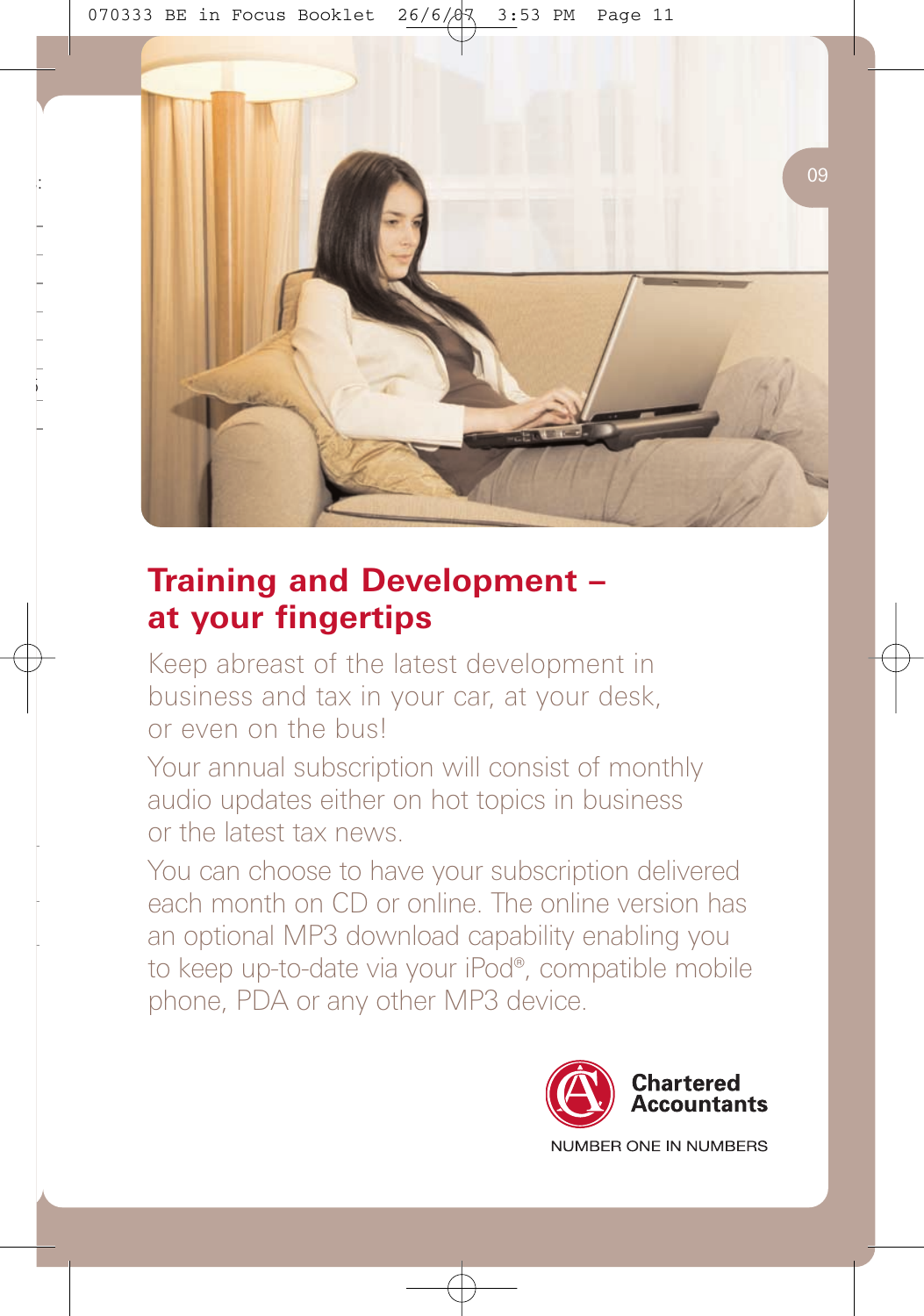## Training and Development – at your fingertips

Keep abreast of the latest development in business and tax in your car, at your desk, or even on the bus!

Your annual subscription will consist of monthly audio updates either on hot topics in business or the latest tax news.

You can choose to have your subscription delivered each month on CD or online. The online version has an optional MP3 download capability enabling you to keep up-to-date via your iPod®, compatible mobile phone, PDA or any other MP3 device.

**Chartered Accountants**

NUMBER ONE IN NUMBERS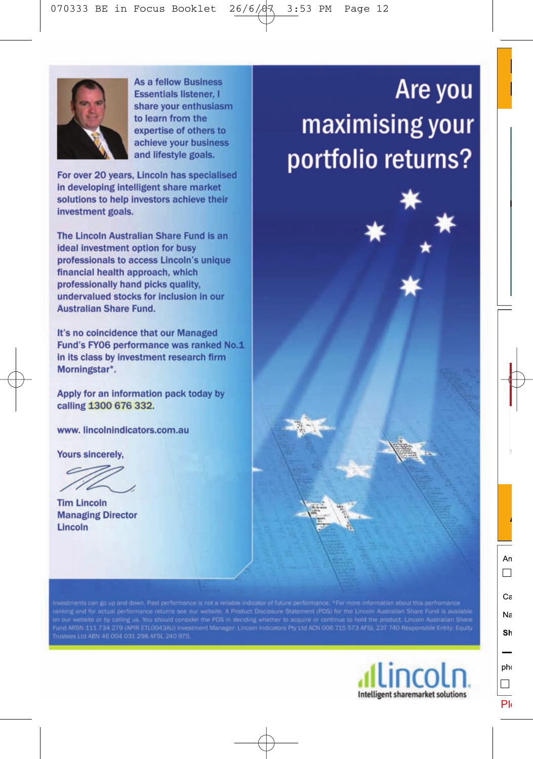As a fellow Business Essentials listener, I share your enthusiasm to learn from the expertise of others to achieve your business and lifestyle goals.

For over 20 years, Lincoln has specialised in developing intelligent share market solutions to help investors achieve their investment goals.

The Lincoln Australian Share Fund is an ideal investment option for busy professionals to access Lincoln's unique financial health approach, which professionally hand picks quality, undervalued stocks for inclusion in our Australian Share Fund.

It's no coincidence that our Managed Fund's FY06 performance was ranked No.1 in its class by investment research firm Morningstar*.

Apply for an information pack today by calling **1300 676 332**.

www. lincolnindicators.com.au

Yours sincerely,

Tim Lincoln
Managing Director
Lincoln

# Are you maximising your portfolio returns?

Investments can go up and down. Past performance is not a reliable indicator of future performance. *For more information about this perfromance ranking and for actual performance returns see our website. A Product Disclosure Statement (PDS) for the Lincoln Australian Share Fund is available on our website or by calling us. You should consider the PDS in deciding whether to acquire or continue to hold the product. Lincoln Australian Share Fund ARSN 111 734 279 (APIR ETL0043AU) Investment Manager: Lincoln Indicators Pty Ltd ACN 006 715 573 AFSL 237 740 Responsible Entity: Equity Trustees Ltd ABN 46 004 031 298 AFSL 240 975.

lincoln
Intelligent sharemarket solutions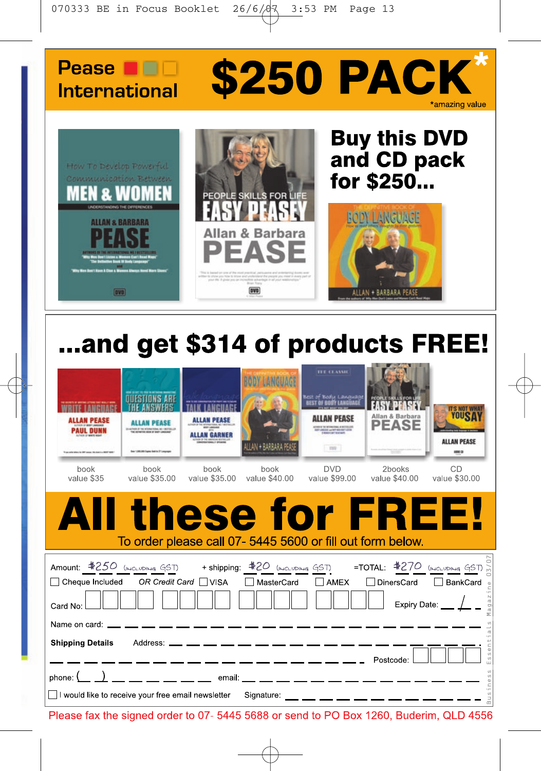# Pease International

# $250 PACK*

*amazing value

## Buy this DVD and CD pack for $250...

## ...and get $314 of products FREE!

| book | book | book | book | DVD | 2books | CD |
|---|---|---|---|---|---|---|
| value $35 | value $35.00 | value $35.00 | value $40.00 | value $99.00 | value $40.00 | value $30.00 |

# All these for FREE!

To order please call 07- 5445 5600 or fill out form below.

Amount: $250 (including GST) + shipping: $20 (including GST) =TOTAL: $270 (including GST)

☐ Cheque Included OR Credit Card ☐ VISA ☐ MasterCard ☐ AMEX ☐ DinersCard ☐ BankCard

Card No: ☐☐☐☐ ☐☐☐☐ ☐☐☐☐ ☐☐☐☐ Expiry Date: __ / __

Name on card: ____________________

**Shipping Details** Address: ____________________

____________________ Postcode: ☐☐☐☐

phone: ( ) ____________ email: ____________________

☐ I would like to receive your free email newsletter Signature: ____________________

Business Essentials Magazine 03/07

Please fax the signed order to 07- 5445 5688 or send to PO Box 1260, Buderim, QLD 4556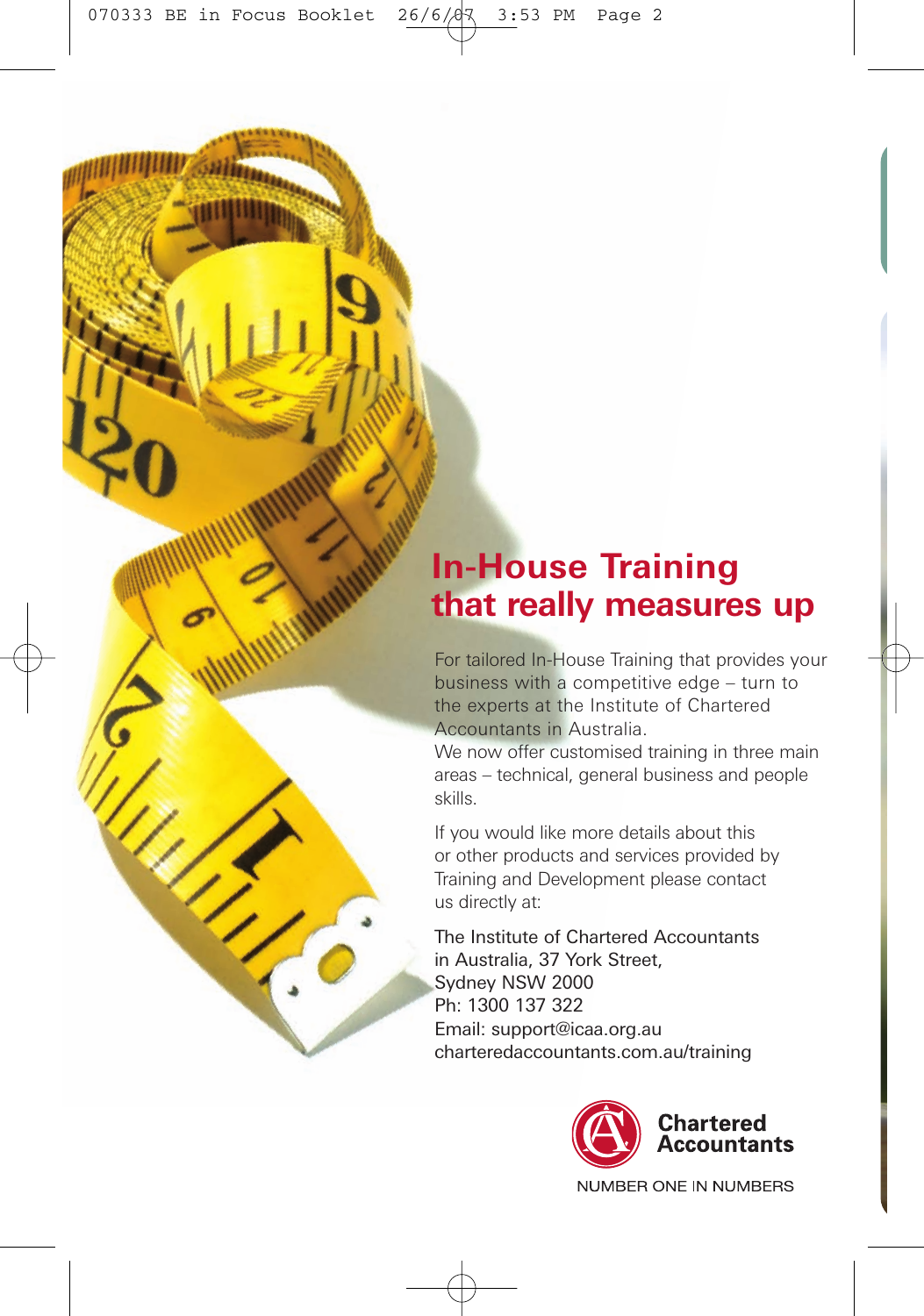# In-House Training that really measures up

For tailored In-House Training that provides your business with a competitive edge – turn to the experts at the Institute of Chartered Accountants in Australia.

We now offer customised training in three main areas – technical, general business and people skills.

If you would like more details about this or other products and services provided by Training and Development please contact us directly at:

The Institute of Chartered Accountants in Australia, 37 York Street,
Sydney NSW 2000
Ph: 1300 137 322
Email: support@icaa.org.au
charteredaccountants.com.au/training

**Chartered Accountants**

NUMBER ONE IN NUMBERS